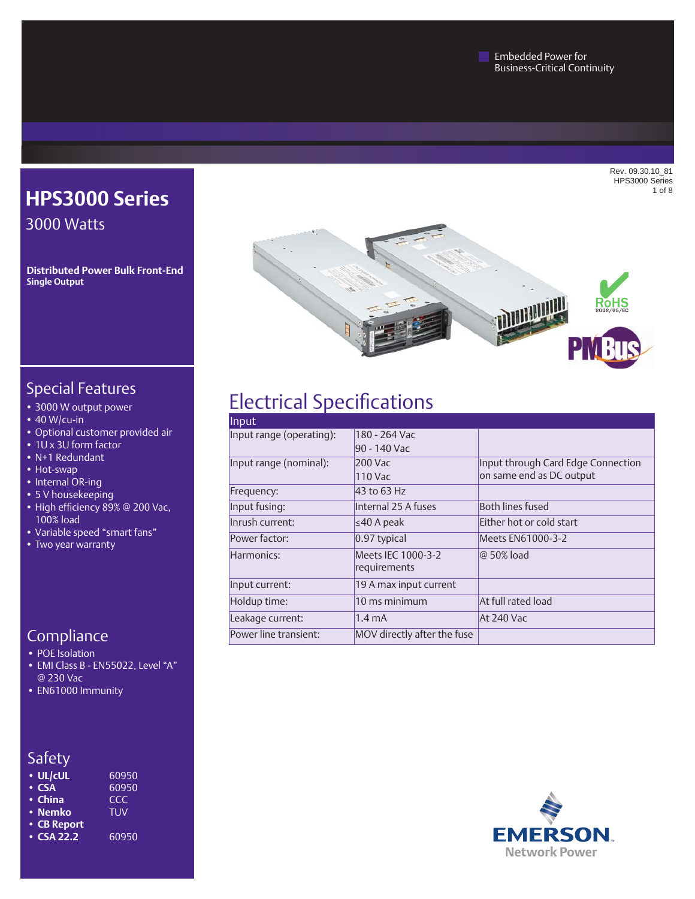Embedded Power for Business-Critical Continuity

# HPS3000 Series

3000 Watts

**Distributed Power Bulk Front-End**
**Single Output**

## Special Features

- 3000 W output power
- 40 W/cu-in
- Optional customer provided air
- 1U x 3U form factor
- N+1 Redundant
- Hot-swap
- Internal OR-ing
- 5 V housekeeping
- High efficiency 89% @ 200 Vac, 100% load
- Variable speed "smart fans"
- Two year warranty

## Compliance

- POE Isolation
- EMI Class B - EN55022, Level "A" @ 230 Vac
- EN61000 Immunity

## Safety

- **UL/cUL** 60950
- **CSA** 60950
- **China** CCC
- **Nemko** TUV
- **CB Report**
- **CSA 22.2** 60950

# Electrical Specifications

| Input | | |
|---|---|---|
| Input range (operating): | 180 - 264 Vac<br>90 - 140 Vac | |
| Input range (nominal): | 200 Vac<br>110 Vac | Input through Card Edge Connection on same end as DC output |
| Frequency: | 43 to 63 Hz | |
| Input fusing: | Internal 25 A fuses | Both lines fused |
| Inrush current: | ≤40 A peak | Either hot or cold start |
| Power factor: | 0.97 typical | Meets EN61000-3-2 |
| Harmonics: | Meets IEC 1000-3-2 requirements | @ 50% load |
| Input current: | 19 A max input current | |
| Holdup time: | 10 ms minimum | At full rated load |
| Leakage current: | 1.4 mA | At 240 Vac |
| Power line transient: | MOV directly after the fuse | |

EMERSON Network Power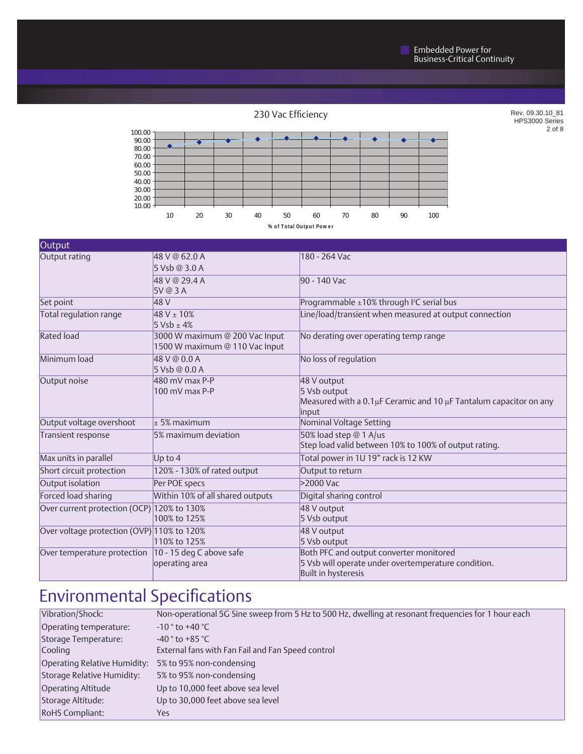230 Vac Efficiency

| % of Total Output Power | 10 | 20 | 30 | 40 | 50 | 60 | 70 | 80 | 90 | 100 |
|---|---|---|---|---|---|---|---|---|---|---|

| Output | | |
|---|---|---|
| Output rating | 48 V @ 62.0 A<br>5 Vsb @ 3.0 A | 180 - 264 Vac |
| | 48 V @ 29.4 A<br>5V @ 3 A | 90 - 140 Vac |
| Set point | 48 V | Programmable ±10% through I²C serial bus |
| Total regulation range | 48 V ± 10%<br>5 Vsb ± 4% | Line/load/transient when measured at output connection |
| Rated load | 3000 W maximum @ 200 Vac Input<br>1500 W maximum @ 110 Vac Input | No derating over operating temp range |
| Minimum load | 48 V @ 0.0 A<br>5 Vsb @ 0.0 A | No loss of regulation |
| Output noise | 480 mV max P-P<br>100 mV max P-P | 48 V output<br>5 Vsb output<br>Measured with a 0.1μF Ceramic and 10 μF Tantalum capacitor on any input |
| Output voltage overshoot | ± 5% maximum | Nominal Voltage Setting |
| Transient response | 5% maximum deviation | 50% load step @ 1 A/us<br>Step load valid between 10% to 100% of output rating. |
| Max units in parallel | Up to 4 | Total power in 1U 19" rack is 12 KW |
| Short circuit protection | 120% - 130% of rated output | Output to return |
| Output isolation | Per POE specs | >2000 Vac |
| Forced load sharing | Within 10% of all shared outputs | Digital sharing control |
| Over current protection (OCP) | 120% to 130%<br>100% to 125% | 48 V output<br>5 Vsb output |
| Over voltage protection (OVP) | 110% to 120%<br>110% to 125% | 48 V output<br>5 Vsb output |
| Over temperature protection | 10 - 15 deg C above safe operating area | Both PFC and output converter monitored<br>5 Vsb will operate under overtemperature condition.<br>Built in hysteresis |

# Environmental Specifications

| | |
|---|---|
| Vibration/Shock: | Non-operational 5G Sine sweep from 5 Hz to 500 Hz, dwelling at resonant frequencies for 1 hour each |
| Operating temperature: | -10 ° to +40 °C |
| Storage Temperature: | -40 ° to +85 °C |
| Cooling | External fans with Fan Fail and Fan Speed control |
| Operating Relative Humidity: | 5% to 95% non-condensing |
| Storage Relative Humidity: | 5% to 95% non-condensing |
| Operating Altitude | Up to 10,000 feet above sea level |
| Storage Altitude: | Up to 30,000 feet above sea level |
| RoHS Compliant: | Yes |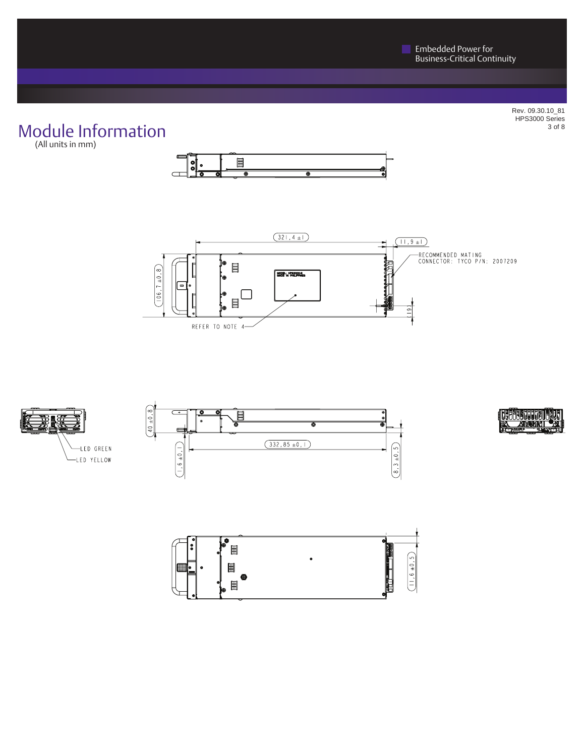# Module Information

(All units in mm)

321,4 ±1

11,9 ±1

RECOMMENDED MATING CONNECTOR: TYCO P/N: 2007209

106,7 ±0,8

(19)

REFER TO NOTE 4

LED GREEN

LED YELLOW

40 ±0,8

332,85 ±0,1

1,6 ±0,1

8,3 ±0,5

11,6 ±0,5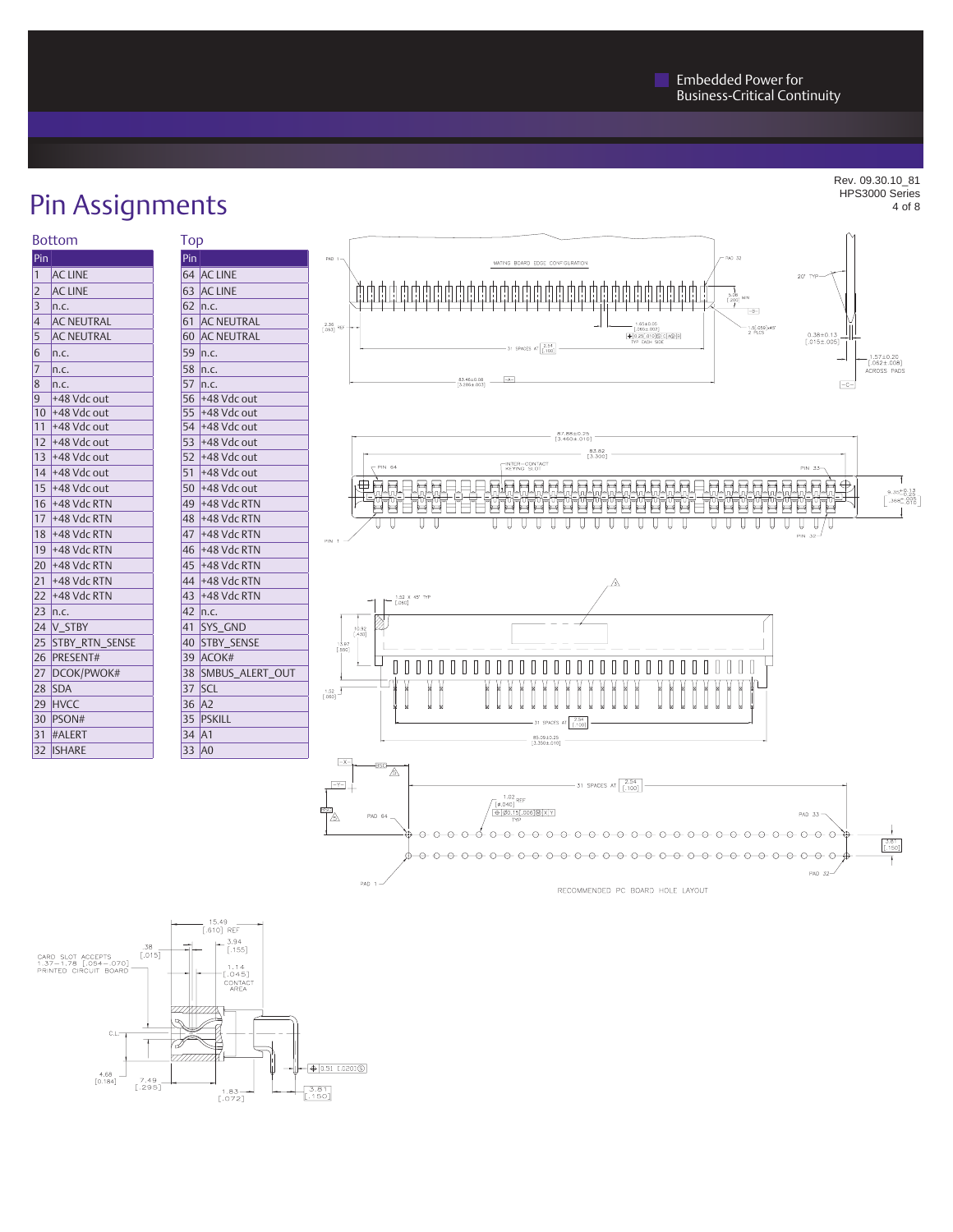# Pin Assignments

### Bottom

| Pin | |
|---|---|
| 1 | AC LINE |
| 2 | AC LINE |
| 3 | n.c. |
| 4 | AC NEUTRAL |
| 5 | AC NEUTRAL |
| 6 | n.c. |
| 7 | n.c. |
| 8 | n.c. |
| 9 | +48 Vdc out |
| 10 | +48 Vdc out |
| 11 | +48 Vdc out |
| 12 | +48 Vdc out |
| 13 | +48 Vdc out |
| 14 | +48 Vdc out |
| 15 | +48 Vdc out |
| 16 | +48 Vdc RTN |
| 17 | +48 Vdc RTN |
| 18 | +48 Vdc RTN |
| 19 | +48 Vdc RTN |
| 20 | +48 Vdc RTN |
| 21 | +48 Vdc RTN |
| 22 | +48 Vdc RTN |
| 23 | n.c. |
| 24 | V_STBY |
| 25 | STBY_RTN_SENSE |
| 26 | PRESENT# |
| 27 | DCOK/PWOK# |
| 28 | SDA |
| 29 | HVCC |
| 30 | PSON# |
| 31 | #ALERT |
| 32 | ISHARE |

### Top

| Pin | |
|---|---|
| 64 | AC LINE |
| 63 | AC LINE |
| 62 | n.c. |
| 61 | AC NEUTRAL |
| 60 | AC NEUTRAL |
| 59 | n.c. |
| 58 | n.c. |
| 57 | n.c. |
| 56 | +48 Vdc out |
| 55 | +48 Vdc out |
| 54 | +48 Vdc out |
| 53 | +48 Vdc out |
| 52 | +48 Vdc out |
| 51 | +48 Vdc out |
| 50 | +48 Vdc out |
| 49 | +48 Vdc RTN |
| 48 | +48 Vdc RTN |
| 47 | +48 Vdc RTN |
| 46 | +48 Vdc RTN |
| 45 | +48 Vdc RTN |
| 44 | +48 Vdc RTN |
| 43 | +48 Vdc RTN |
| 42 | n.c. |
| 41 | SYS_GND |
| 40 | STBY_SENSE |
| 39 | ACOK# |
| 38 | SMBUS_ALERT_OUT |
| 37 | SCL |
| 36 | A2 |
| 35 | PSKILL |
| 34 | A1 |
| 33 | A0 |

MATING BOARD EDGE CONFIGURATION

RECOMMENDED PC BOARD HOLE LAYOUT

CARD SLOT ACCEPTS 1.37–1.78 [.054–.070] PRINTED CIRCUIT BOARD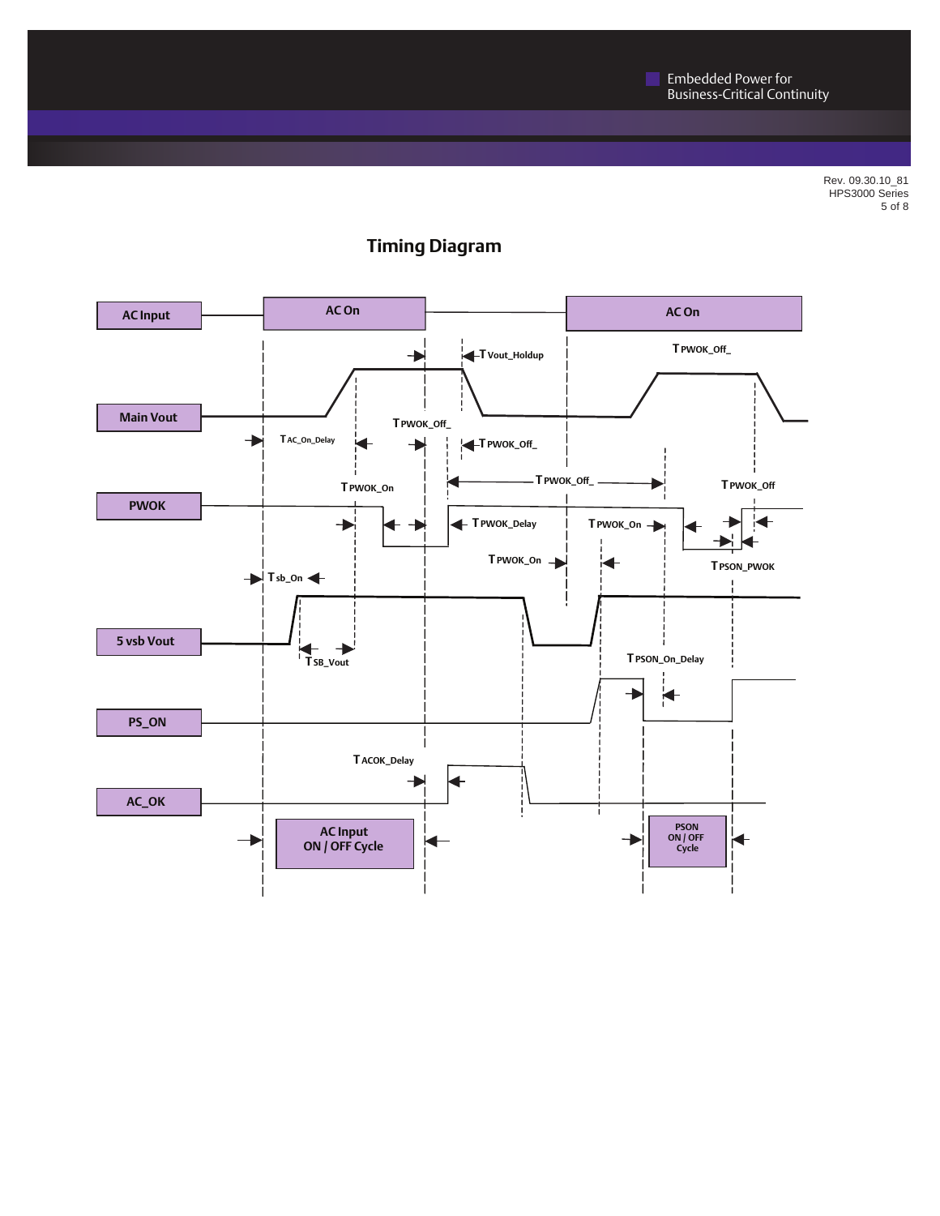## Timing Diagram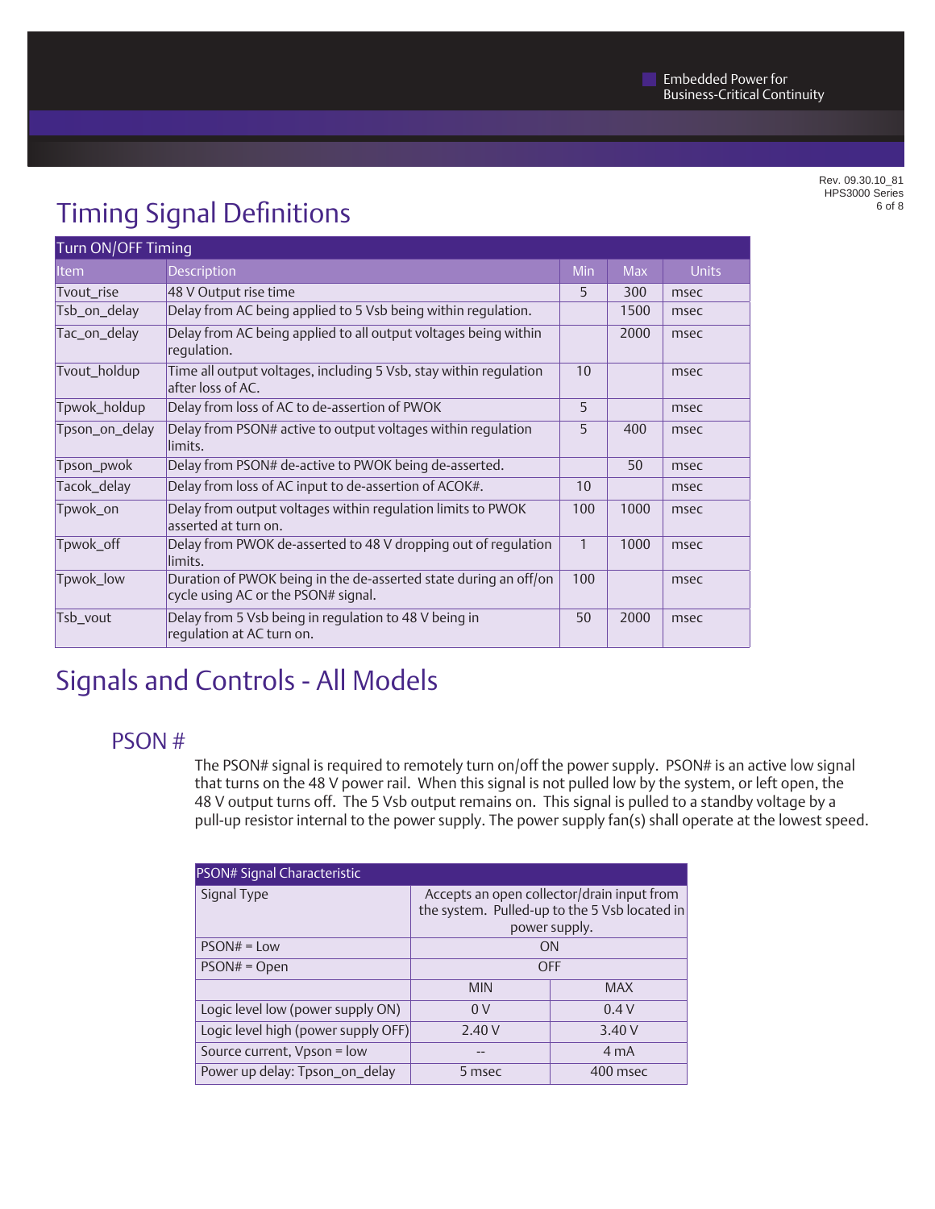# Timing Signal Definitions

| Turn ON/OFF Timing | | | | |
|---|---|---|---|---|
| Item | Description | Min | Max | Units |
| Tvout_rise | 48 V Output rise time | 5 | 300 | msec |
| Tsb_on_delay | Delay from AC being applied to 5 Vsb being within regulation. | | 1500 | msec |
| Tac_on_delay | Delay from AC being applied to all output voltages being within regulation. | | 2000 | msec |
| Tvout_holdup | Time all output voltages, including 5 Vsb, stay within regulation after loss of AC. | 10 | | msec |
| Tpwok_holdup | Delay from loss of AC to de-assertion of PWOK | 5 | | msec |
| Tpson_on_delay | Delay from PSON# active to output voltages within regulation limits. | 5 | 400 | msec |
| Tpson_pwok | Delay from PSON# de-active to PWOK being de-asserted. | | 50 | msec |
| Tacok_delay | Delay from loss of AC input to de-assertion of ACOK#. | 10 | | msec |
| Tpwok_on | Delay from output voltages within regulation limits to PWOK asserted at turn on. | 100 | 1000 | msec |
| Tpwok_off | Delay from PWOK de-asserted to 48 V dropping out of regulation limits. | 1 | 1000 | msec |
| Tpwok_low | Duration of PWOK being in the de-asserted state during an off/on cycle using AC or the PSON# signal. | 100 | | msec |
| Tsb_vout | Delay from 5 Vsb being in regulation to 48 V being in regulation at AC turn on. | 50 | 2000 | msec |

# Signals and Controls - All Models

## PSON #

The PSON# signal is required to remotely turn on/off the power supply. PSON# is an active low signal that turns on the 48 V power rail. When this signal is not pulled low by the system, or left open, the 48 V output turns off. The 5 Vsb output remains on. This signal is pulled to a standby voltage by a pull-up resistor internal to the power supply. The power supply fan(s) shall operate at the lowest speed.

| PSON# Signal Characteristic | | |
|---|---|---|
| Signal Type | Accepts an open collector/drain input from the system. Pulled-up to the 5 Vsb located in power supply. | |
| PSON# = Low | ON | |
| PSON# = Open | OFF | |
| | MIN | MAX |
| Logic level low (power supply ON) | 0 V | 0.4 V |
| Logic level high (power supply OFF) | 2.40 V | 3.40 V |
| Source current, Vpson = low | -- | 4 mA |
| Power up delay: Tpson_on_delay | 5 msec | 400 msec |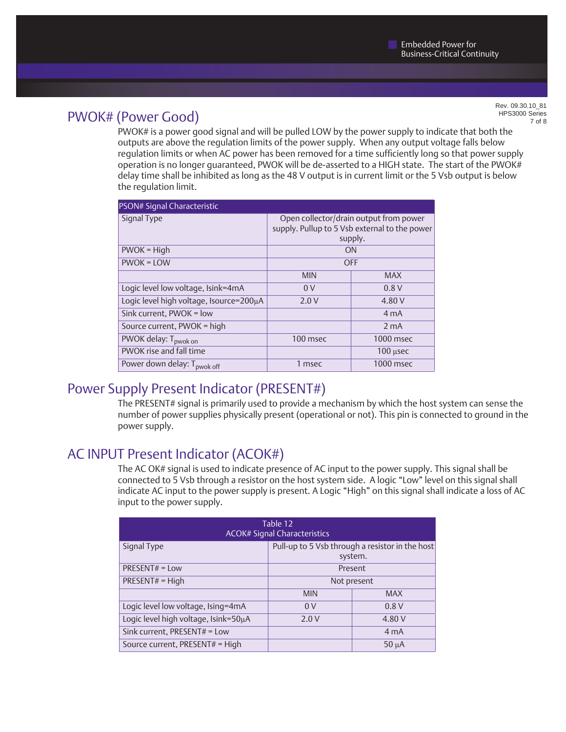## PWOK# (Power Good)

PWOK# is a power good signal and will be pulled LOW by the power supply to indicate that both the outputs are above the regulation limits of the power supply. When any output voltage falls below regulation limits or when AC power has been removed for a time sufficiently long so that power supply operation is no longer guaranteed, PWOK will be de-asserted to a HIGH state. The start of the PWOK# delay time shall be inhibited as long as the 48 V output is in current limit or the 5 Vsb output is below the regulation limit.

| PSON# Signal Characteristic | | |
|---|---|---|
| Signal Type | Open collector/drain output from power supply. Pullup to 5 Vsb external to the power supply. | |
| PWOK = High | ON | |
| PWOK = LOW | OFF | |
| | MIN | MAX |
| Logic level low voltage, Isink=4mA | 0 V | 0.8 V |
| Logic level high voltage, Isource=200µA | 2.0 V | 4.80 V |
| Sink current, PWOK = low | | 4 mA |
| Source current, PWOK = high | | 2 mA |
| PWOK delay: $T_{pwok\ on}$ | 100 msec | 1000 msec |
| PWOK rise and fall time | | 100 µsec |
| Power down delay: $T_{pwok\ off}$ | 1 msec | 1000 msec |

## Power Supply Present Indicator (PRESENT#)

The PRESENT# signal is primarily used to provide a mechanism by which the host system can sense the number of power supplies physically present (operational or not). This pin is connected to ground in the power supply.

## AC INPUT Present Indicator (ACOK#)

The AC OK# signal is used to indicate presence of AC input to the power supply. This signal shall be connected to 5 Vsb through a resistor on the host system side. A logic "Low" level on this signal shall indicate AC input to the power supply is present. A Logic "High" on this signal shall indicate a loss of AC input to the power supply.

| Table 12<br>ACOK# Signal Characteristics | | |
|---|---|---|
| Signal Type | Pull-up to 5 Vsb through a resistor in the host system. | |
| PRESENT# = Low | Present | |
| PRESENT# = High | Not present | |
| | MIN | MAX |
| Logic level low voltage, Ising=4mA | 0 V | 0.8 V |
| Logic level high voltage, Isink=50µA | 2.0 V | 4.80 V |
| Sink current, PRESENT# = Low | | 4 mA |
| Source current, PRESENT# = High | | 50 µA |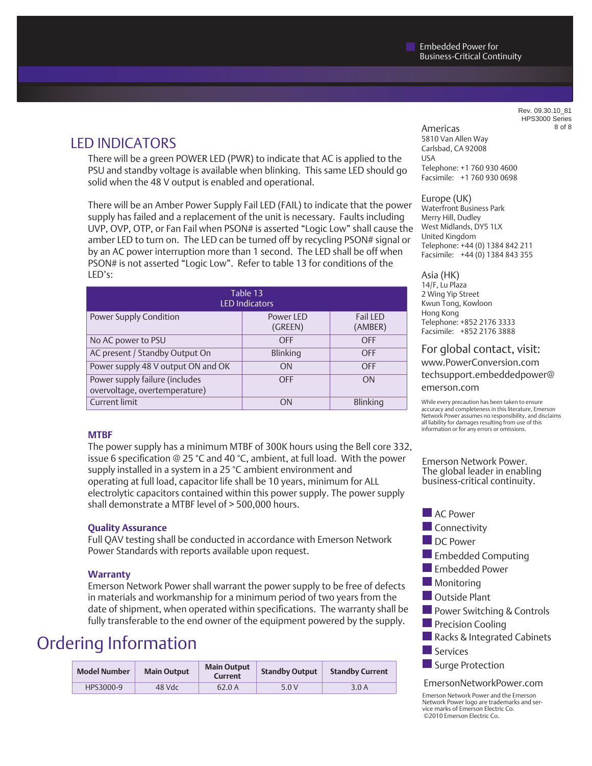Embedded Power for Business-Critical Continuity

## LED INDICATORS

There will be a green POWER LED (PWR) to indicate that AC is applied to the PSU and standby voltage is available when blinking. This same LED should go solid when the 48 V output is enabled and operational.

There will be an Amber Power Supply Fail LED (FAIL) to indicate that the power supply has failed and a replacement of the unit is necessary. Faults including UVP, OVP, OTP, or Fan Fail when PSON# is asserted "Logic Low" shall cause the amber LED to turn on. The LED can be turned off by recycling PSON# signal or by an AC power interruption more than 1 second. The LED shall be off when PSON# is not asserted "Logic Low". Refer to table 13 for conditions of the LED's:

Table 13
LED Indicators

| Power Supply Condition | Power LED (GREEN) | Fail LED (AMBER) |
|---|---|---|
| No AC power to PSU | OFF | OFF |
| AC present / Standby Output On | Blinking | OFF |
| Power supply 48 V output ON and OK | ON | OFF |
| Power supply failure (includes overvoltage, overtemperature) | OFF | ON |
| Current limit | ON | Blinking |

### MTBF

The power supply has a minimum MTBF of 300K hours using the Bell core 332, issue 6 specification @ 25 °C and 40 °C, ambient, at full load. With the power supply installed in a system in a 25 °C ambient environment and operating at full load, capacitor life shall be 10 years, minimum for ALL electrolytic capacitors contained within this power supply. The power supply shall demonstrate a MTBF level of > 500,000 hours.

### Quality Assurance

Full QAV testing shall be conducted in accordance with Emerson Network Power Standards with reports available upon request.

### Warranty

Emerson Network Power shall warrant the power supply to be free of defects in materials and workmanship for a minimum period of two years from the date of shipment, when operated within specifications. The warranty shall be fully transferable to the end owner of the equipment powered by the supply.

# Ordering Information

| Model Number | Main Output | Main Output Current | Standby Output | Standby Current |
|---|---|---|---|---|
| HPS3000-9 | 48 Vdc | 62.0 A | 5.0 V | 3.0 A |

Americas
5810 Van Allen Way
Carlsbad, CA 92008
USA
Telephone: +1 760 930 4600
Facsimile: +1 760 930 0698

Europe (UK)
Waterfront Business Park
Merry Hill, Dudley
West Midlands, DY5 1LX
United Kingdom
Telephone: +44 (0) 1384 842 211
Facsimile: +44 (0) 1384 843 355

Asia (HK)
14/F, Lu Plaza
2 Wing Yip Street
Kwun Tong, Kowloon
Hong Kong
Telephone: +852 2176 3333
Facsimile: +852 2176 3888

For global contact, visit:
www.PowerConversion.com
techsupport.embeddedpower@emerson.com

While every precaution has been taken to ensure accuracy and completeness in this literature, Emerson Network Power assumes no responsibility, and disclaims all liability for damages resulting from use of this information or for any errors or omissions.

Emerson Network Power.
The global leader in enabling business-critical continuity.

- AC Power
- Connectivity
- DC Power
- Embedded Computing
- Embedded Power
- Monitoring
- Outside Plant
- Power Switching & Controls
- Precision Cooling
- Racks & Integrated Cabinets
- Services
- Surge Protection

EmersonNetworkPower.com

Emerson Network Power and the Emerson Network Power logo are trademarks and service marks of Emerson Electric Co.
©2010 Emerson Electric Co.